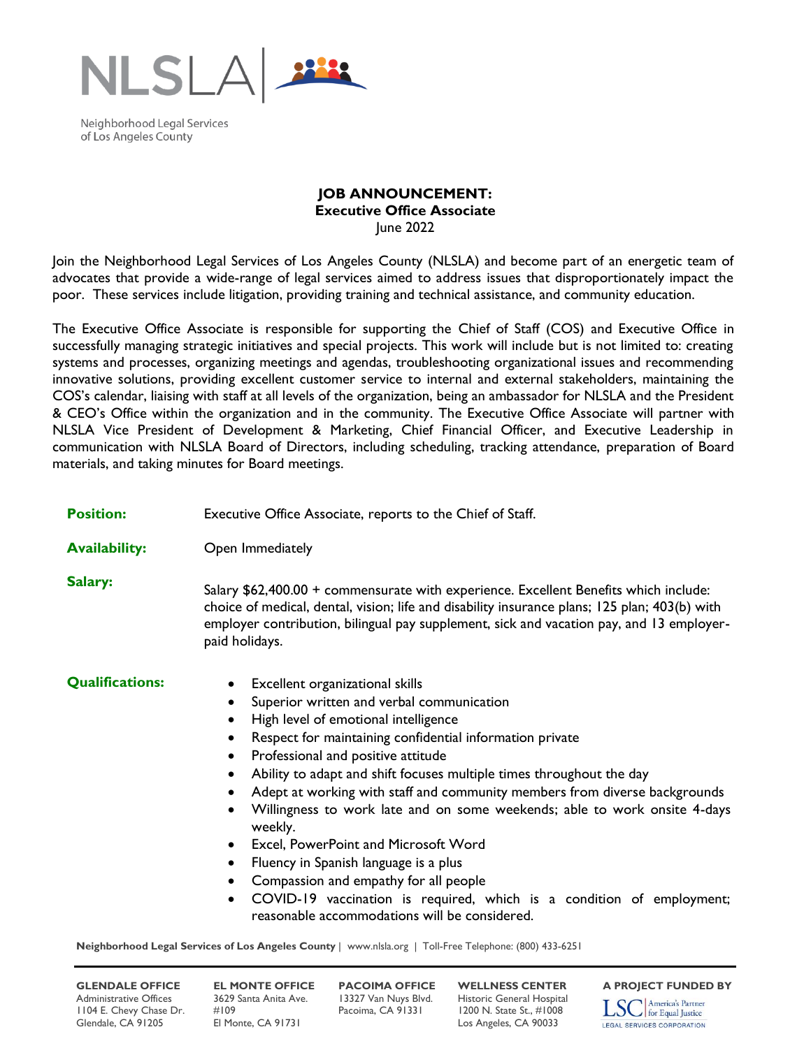NLSLA

Neighborhood Legal Services of Los Angeles County

# JOB ANNOUNCEMENT:
## Executive Office Associate

June 2022

Join the Neighborhood Legal Services of Los Angeles County (NLSLA) and become part of an energetic team of advocates that provide a wide-range of legal services aimed to address issues that disproportionately impact the poor. These services include litigation, providing training and technical assistance, and community education.

The Executive Office Associate is responsible for supporting the Chief of Staff (COS) and Executive Office in successfully managing strategic initiatives and special projects. This work will include but is not limited to: creating systems and processes, organizing meetings and agendas, troubleshooting organizational issues and recommending innovative solutions, providing excellent customer service to internal and external stakeholders, maintaining the COS's calendar, liaising with staff at all levels of the organization, being an ambassador for NLSLA and the President & CEO's Office within the organization and in the community. The Executive Office Associate will partner with NLSLA Vice President of Development & Marketing, Chief Financial Officer, and Executive Leadership in communication with NLSLA Board of Directors, including scheduling, tracking attendance, preparation of Board materials, and taking minutes for Board meetings.

**Position:** Executive Office Associate, reports to the Chief of Staff.

**Availability:** Open Immediately

**Salary:** Salary $62,400.00 + commensurate with experience. Excellent Benefits which include: choice of medical, dental, vision; life and disability insurance plans; 125 plan; 403(b) with employer contribution, bilingual pay supplement, sick and vacation pay, and 13 employer-paid holidays.

**Qualifications:**

- Excellent organizational skills
- Superior written and verbal communication
- High level of emotional intelligence
- Respect for maintaining confidential information private
- Professional and positive attitude
- Ability to adapt and shift focuses multiple times throughout the day
- Adept at working with staff and community members from diverse backgrounds
- Willingness to work late and on some weekends; able to work onsite 4-days weekly.
- Excel, PowerPoint and Microsoft Word
- Fluency in Spanish language is a plus
- Compassion and empathy for all people
- COVID-19 vaccination is required, which is a condition of employment; reasonable accommodations will be considered.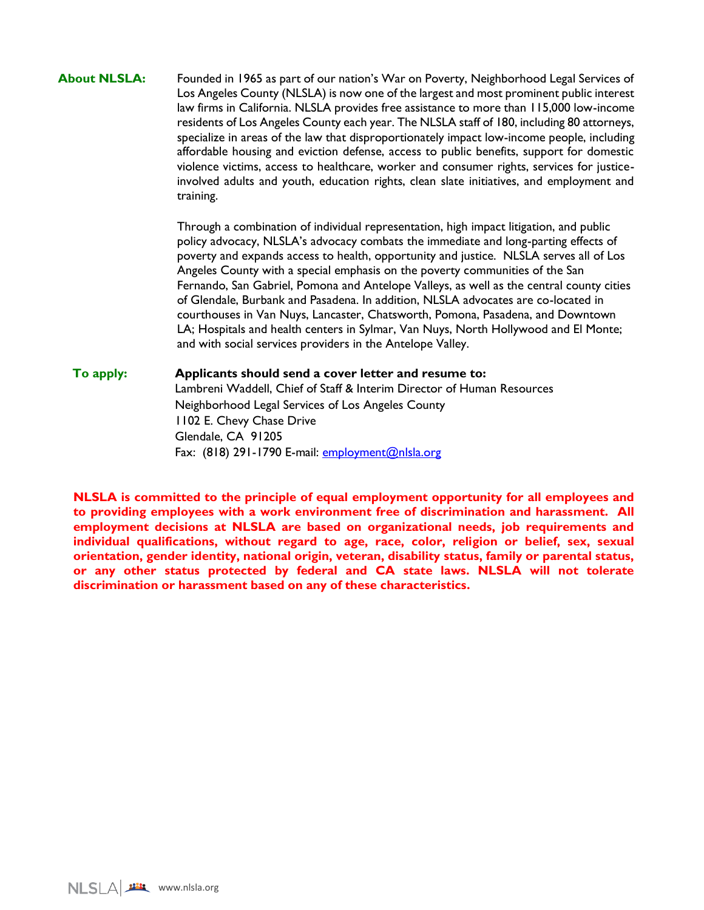**About NLSLA:** Founded in 1965 as part of our nation's War on Poverty, Neighborhood Legal Services of Los Angeles County (NLSLA) is now one of the largest and most prominent public interest law firms in California. NLSLA provides free assistance to more than 115,000 low-income residents of Los Angeles County each year. The NLSLA staff of 180, including 80 attorneys, specialize in areas of the law that disproportionately impact low-income people, including affordable housing and eviction defense, access to public benefits, support for domestic violence victims, access to healthcare, worker and consumer rights, services for justice-involved adults and youth, education rights, clean slate initiatives, and employment and training.

Through a combination of individual representation, high impact litigation, and public policy advocacy, NLSLA's advocacy combats the immediate and long-parting effects of poverty and expands access to health, opportunity and justice. NLSLA serves all of Los Angeles County with a special emphasis on the poverty communities of the San Fernando, San Gabriel, Pomona and Antelope Valleys, as well as the central county cities of Glendale, Burbank and Pasadena. In addition, NLSLA advocates are co-located in courthouses in Van Nuys, Lancaster, Chatsworth, Pomona, Pasadena, and Downtown LA; Hospitals and health centers in Sylmar, Van Nuys, North Hollywood and El Monte; and with social services providers in the Antelope Valley.

**To apply:** **Applicants should send a cover letter and resume to:**
Lambreni Waddell, Chief of Staff & Interim Director of Human Resources
Neighborhood Legal Services of Los Angeles County
1102 E. Chevy Chase Drive
Glendale, CA 91205
Fax: (818) 291-1790 E-mail: employment@nlsla.org

**NLSLA is committed to the principle of equal employment opportunity for all employees and to providing employees with a work environment free of discrimination and harassment. All employment decisions at NLSLA are based on organizational needs, job requirements and individual qualifications, without regard to age, race, color, religion or belief, sex, sexual orientation, gender identity, national origin, veteran, disability status, family or parental status, or any other status protected by federal and CA state laws. NLSLA will not tolerate discrimination or harassment based on any of these characteristics.**